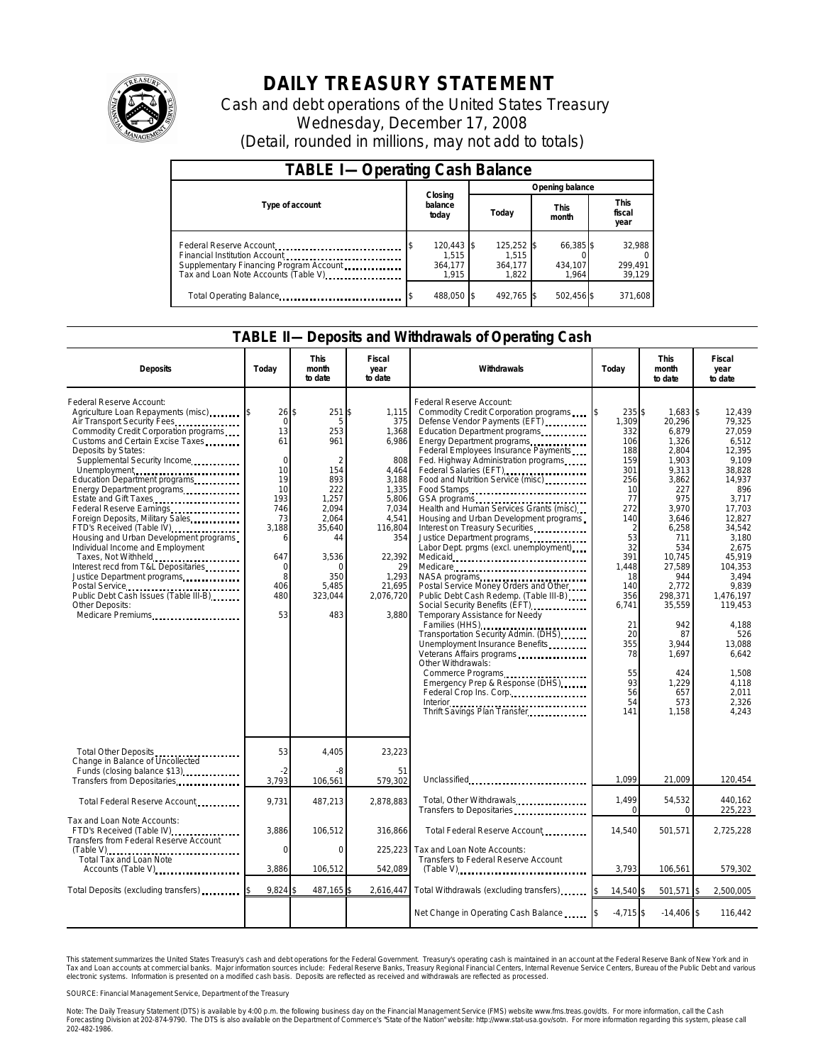# DAILY TREASURY STATEMENT

Cash and debt operations of the United States Treasury
Wednesday, December 17, 2008
(Detail, rounded in millions, may not add to totals)

## TABLE I— Operating Cash Balance

| Type of account | Closing balance today | Opening balance Today | Opening balance This month | Opening balance This fiscal year |
|---|---|---|---|---|
| Federal Reserve Account | $ 120,443 | $ 125,252 | $ 66,385 | $ 32,988 |
| Financial Institution Account | 1,515 | 1,515 | 0 | 0 |
| Supplementary Financing Program Account | 364,177 | 364,177 | 434,107 | 299,491 |
| Tax and Loan Note Accounts (Table V) | 1,915 | 1,822 | 1,964 | 39,129 |
| Total Operating Balance | $ 488,050 | $ 492,765 | $ 502,456 | $ 371,608 |

## TABLE II— Deposits and Withdrawals of Operating Cash

| Deposits | Today | This month to date | Fiscal year to date | Withdrawals | Today | This month to date | Fiscal year to date |
|---|---|---|---|---|---|---|---|
| Federal Reserve Account: | | | | Federal Reserve Account: | | | |
| Agriculture Loan Repayments (misc) | $ 26 | $ 251 | $ 1,115 | Commodity Credit Corporation programs | $ 235 | $ 1,683 | $ 12,439 |
| Air Transport Security Fees | 0 | 5 | 375 | Defense Vendor Payments (EFT) | 1,309 | 20,296 | 79,325 |
| Commodity Credit Corporation programs | 13 | 253 | 1,368 | Education Department programs | 332 | 6,879 | 27,059 |
| Customs and Certain Excise Taxes | 61 | 961 | 6,986 | Energy Department programs | 106 | 1,326 | 6,512 |
| Deposits by States: | | | | Federal Employees Insurance Payments | 188 | 2,804 | 12,395 |
| Supplemental Security Income | 0 | 2 | 808 | Fed. Highway Administration programs | 159 | 1,903 | 9,109 |
| Unemployment | 10 | 154 | 4,464 | Federal Salaries (EFT) | 301 | 9,313 | 38,828 |
| Education Department programs | 19 | 893 | 3,188 | Food and Nutrition Service (misc) | 256 | 3,862 | 14,937 |
| Energy Department programs | 10 | 222 | 1,335 | Food Stamps | 10 | 227 | 896 |
| Estate and Gift Taxes | 193 | 1,257 | 5,806 | GSA programs | 77 | 975 | 3,717 |
| Federal Reserve Earnings | 746 | 2,094 | 7,034 | Health and Human Services Grants (misc) | 272 | 3,970 | 17,703 |
| Foreign Deposits, Military Sales | 73 | 2,064 | 4,541 | Housing and Urban Development programs | 140 | 3,646 | 12,827 |
| FTD's Received (Table IV) | 3,188 | 35,640 | 116,804 | Interest on Treasury Securities | 2 | 6,258 | 34,542 |
| Housing and Urban Development programs | 6 | 44 | 354 | Justice Department programs | 53 | 711 | 3,180 |
| Individual Income and Employment | | | | Labor Dept. prgms (excl. unemployment) | 32 | 534 | 2,675 |
| Taxes, Not Withheld | 647 | 3,536 | 22,392 | Medicaid | 391 | 10,745 | 45,919 |
| Interest recd from T&L Depositaries | 0 | 0 | 29 | Medicare | 1,448 | 27,589 | 104,353 |
| Justice Department programs | 8 | 350 | 1,293 | NASA programs | 18 | 944 | 3,494 |
| Postal Service | 406 | 5,485 | 21,695 | Postal Service Money Orders and Other | 140 | 2,772 | 9,839 |
| Public Debt Cash Issues (Table III-B) | 480 | 323,044 | 2,076,720 | Public Debt Cash Redemp. (Table III-B) | 356 | 298,371 | 1,476,197 |
| Other Deposits: | | | | Social Security Benefits (EFT) | 6,741 | 35,559 | 119,453 |
| Medicare Premiums | 53 | 483 | 3,880 | Temporary Assistance for Needy | | | |
| | | | | Families (HHS) | 21 | 942 | 4,188 |
| | | | | Transportation Security Admin. (DHS) | 20 | 87 | 526 |
| | | | | Unemployment Insurance Benefits | 355 | 3,944 | 13,088 |
| | | | | Veterans Affairs programs | 78 | 1,697 | 6,642 |
| | | | | Other Withdrawals: | | | |
| | | | | Commerce Programs | 55 | 424 | 1,508 |
| | | | | Emergency Prep & Response (DHS) | 93 | 1,229 | 4,118 |
| | | | | Federal Crop Ins. Corp. | 56 | 657 | 2,011 |
| | | | | Interior | 54 | 573 | 2,326 |
| | | | | Thrift Savings Plan Transfer | 141 | 1,158 | 4,243 |
| Total Other Deposits | 53 | 4,405 | 23,223 | | | | |
| Change in Balance of Uncollected Funds (closing balance $13) | -2 | -8 | 51 | | | | |
| Transfers from Depositaries | 3,793 | 106,561 | 579,302 | Unclassified | 1,099 | 21,009 | 120,454 |
| Total Federal Reserve Account | 9,731 | 487,213 | 2,878,883 | Total, Other Withdrawals | 1,499 | 54,532 | 440,162 |
| | | | | Transfers to Depositaries | 0 | 0 | 225,223 |
| Tax and Loan Note Accounts: | | | | | | | |
| FTD's Received (Table IV) | 3,886 | 106,512 | 316,866 | Total Federal Reserve Account | 14,540 | 501,571 | 2,725,228 |
| Transfers from Federal Reserve Account (Table V) | 0 | 0 | 225,223 | Tax and Loan Note Accounts: | | | |
| Total Tax and Loan Note Accounts (Table V) | 3,886 | 106,512 | 542,089 | Transfers to Federal Reserve Account (Table V) | 3,793 | 106,561 | 579,302 |
| Total Deposits (excluding transfers) | $ 9,824 | $ 487,165 | $ 2,616,447 | Total Withdrawals (excluding transfers) | $ 14,540 | $ 501,571 | $ 2,500,005 |
| | | | | Net Change in Operating Cash Balance | $ -4,715 | $ -14,406 | $ 116,442 |

This statement summarizes the United States Treasury's cash and debt operations for the Federal Government. Treasury's operating cash is maintained in an account at the Federal Reserve Bank of New York and in Tax and Loan accounts at commercial banks. Major information sources include: Federal Reserve Banks, Treasury Regional Financial Centers, Internal Revenue Service Centers, Bureau of the Public Debt and various electronic systems. Information is presented on a modified cash basis. Deposits are reflected as received and withdrawals are reflected as processed.

SOURCE: Financial Management Service, Department of the Treasury

Note: The Daily Treasury Statement (DTS) is available by 4:00 p.m. the following business day on the Financial Management Service (FMS) website www.fms.treas.gov/dts. For more information, call the Cash Forecasting Division at 202-874-9790. The DTS is also available on the Department of Commerce's "State of the Nation" website: http://www.stat-usa.gov/sotn. For more information regarding this system, please call 202-482-1986.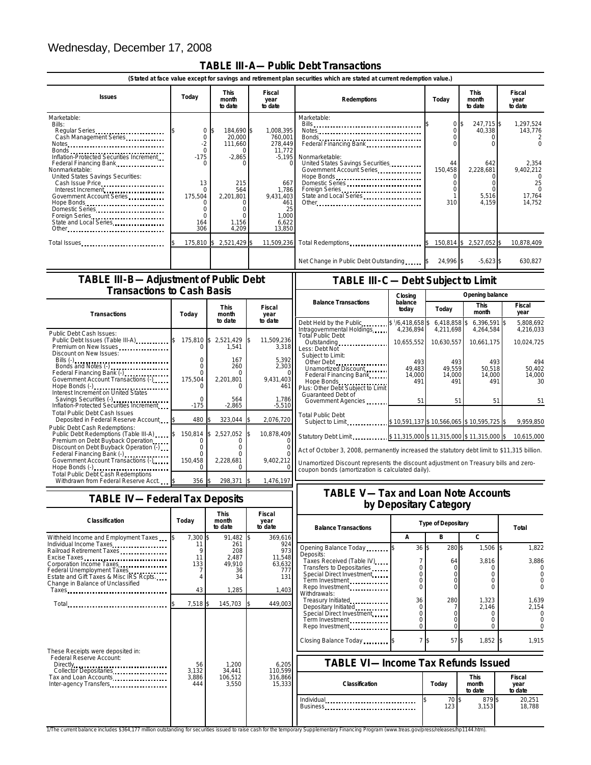Wednesday, December 17, 2008

## TABLE III-A— Public Debt Transactions

(Stated at face value except for savings and retirement plan securities which are stated at current redemption value.)

| Issues | Today | This month to date | Fiscal year to date |
|---|---|---|---|
| Marketable: | | | |
| Bills: | | | |
| Regular Series | $ 0 | $ 184,690 | $ 1,008,395 |
| Cash Management Series | 0 | 20,000 | 760,001 |
| Notes | -2 | 111,660 | 278,449 |
| Bonds | 0 | 0 | 11,772 |
| Inflation-Protected Securities Increment | -175 | -2,865 | -5,195 |
| Federal Financing Bank | 0 | 0 | 0 |
| Nonmarketable: | | | |
| United States Savings Securities: | | | |
| Cash Issue Price | 13 | 215 | 667 |
| Interest Increment | 0 | 564 | 1,786 |
| Government Account Series | 175,504 | 2,201,801 | 9,431,403 |
| Hope Bonds | 0 | 0 | 461 |
| Domestic Series | 0 | 0 | 25 |
| Foreign Series | 0 | 0 | 1,000 |
| State and Local Series | 164 | 1,156 | 6,622 |
| Other | 306 | 4,209 | 13,850 |
| Total Issues | $ 175,810 | $ 2,521,429 | $ 11,509,236 |

| Redemptions | Today | This month to date | Fiscal year to date |
|---|---|---|---|
| Marketable: | | | |
| Bills | $ 0 | $ 247,715 | $ 1,297,524 |
| Notes | 0 | 40,338 | 143,776 |
| Bonds | 0 | 0 | 2 |
| Federal Financing Bank | 0 | 0 | 0 |
| Nonmarketable: | | | |
| United States Savings Securities | 44 | 642 | 2,354 |
| Government Account Series | 150,458 | 2,228,681 | 9,402,212 |
| Hope Bonds | 0 | 0 | 0 |
| Domestic Series | 0 | 0 | 25 |
| Foreign Series | 0 | 0 | 0 |
| State and Local Series | 1 | 5,516 | 17,764 |
| Other | 310 | 4,159 | 14,752 |
| Total Redemptions | $ 150,814 | $ 2,527,052 | $ 10,878,409 |
| Net Change in Public Debt Outstanding | $ 24,996 | $ -5,623 | $ 630,827 |

## TABLE III-B— Adjustment of Public Debt Transactions to Cash Basis

| Transactions | Today | This month to date | Fiscal year to date |
|---|---|---|---|
| Public Debt Cash Issues: | | | |
| Public Debt Issues (Table III-A) | $ 175,810 | $ 2,521,429 | $ 11,509,236 |
| Premium on New Issues | 0 | 1,541 | 3,318 |
| Discount on New Issues: | | | |
| Bills (-) | 0 | 167 | 5,392 |
| Bonds and Notes (-) | 0 | 260 | 2,303 |
| Federal Financing Bank (-) | 0 | 0 | 0 |
| Government Account Transactions (-) | 175,504 | 2,201,801 | 9,431,403 |
| Hope Bonds (-) | 0 | 0 | 461 |
| Interest Increment on United States Savings Securities (-) | 0 | 564 | 1,786 |
| Inflation-Protected Securities Increment | -175 | -2,865 | -5,510 |
| Total Public Debt Cash Issues Deposited in Federal Reserve Account | $ 480 | $ 323,044 | $ 2,076,720 |
| Public Debt Cash Redemptions: | | | |
| Public Debt Redemptions (Table III-A) | $ 150,814 | $ 2,527,052 | $ 10,878,409 |
| Premium on Debt Buyback Operation | 0 | 0 | 0 |
| Discount on Debt Buyback Operation (-) | 0 | 0 | 0 |
| Federal Financing Bank (-) | 0 | 0 | 0 |
| Government Account Transactions (-) | 150,458 | 2,228,681 | 9,402,212 |
| Hope Bonds (-) | 0 | 0 | 0 |
| Total Public Debt Cash Redemptions Withdrawn from Federal Reserve Acct. | $ 356 | $ 298,371 | $ 1,476,197 |

## TABLE III-C— Debt Subject to Limit

| Balance Transactions | Closing balance today | Opening balance Today | Opening balance This month | Opening balance Fiscal year |
|---|---|---|---|---|
| Debt Held by the Public | $ [1]6,418,658 | $ 6,418,858 | $ 6,396,591 | $ 5,808,692 |
| Intragovernmental Holdings | 4,236,894 | 4,211,698 | 4,264,584 | 4,216,033 |
| Total Public Debt Outstanding | 10,655,552 | 10,630,557 | 10,661,175 | 10,024,725 |
| Less: Debt Not Subject to Limit: | | | | |
| Other Debt | 493 | 493 | 493 | 494 |
| Unamortized Discount | 49,483 | 49,559 | 50,518 | 50,402 |
| Federal Financing Bank | 14,000 | 14,000 | 14,000 | 14,000 |
| Hope Bonds | 491 | 491 | 491 | 30 |
| Plus: Other Debt Subject to Limit Guaranteed Debt of Government Agencies | 51 | 51 | 51 | 51 |
| Total Public Debt Subject to Limit | $ 10,591,137 | $ 10,566,065 | $ 10,595,725 | $ 9,959,850 |
| Statutory Debt Limit | $ 11,315,000 | $ 11,315,000 | $ 11,315,000 | $ 10,615,000 |

Act of October 3, 2008, permanently increased the statutory debt limit to $11,315 billion.

Unamortized Discount represents the discount adjustment on Treasury bills and zero-coupon bonds (amortization is calculated daily).

## TABLE IV— Federal Tax Deposits

| Classification | Today | This month to date | Fiscal year to date |
|---|---|---|---|
| Withheld Income and Employment Taxes | $ 7,300 | $ 91,482 | $ 369,616 |
| Individual Income Taxes | 11 | 261 | 924 |
| Railroad Retirement Taxes | 9 | 208 | 973 |
| Excise Taxes | 11 | 2,487 | 11,548 |
| Corporation Income Taxes | 133 | 49,910 | 63,632 |
| Federal Unemployment Taxes | 7 | 36 | 777 |
| Estate and Gift Taxes & Misc IRS Rcpts. | 4 | 34 | 131 |
| Change in Balance of Unclassified Taxes | 43 | 1,285 | 1,403 |
| Total | $ 7,518 | $ 145,703 | $ 449,003 |
| These Receipts were deposited in: | | | |
| Federal Reserve Account: | | | |
| Directly | 56 | 1,200 | 6,205 |
| Collector Depositaries | 3,132 | 34,441 | 110,599 |
| Tax and Loan Accounts | 3,886 | 106,512 | 316,866 |
| Inter-agency Transfers | 444 | 3,550 | 15,333 |

## TABLE V— Tax and Loan Note Accounts by Depositary Category

| Balance Transactions | Type of Depositary A | Type of Depositary B | Type of Depositary C | Total |
|---|---|---|---|---|
| Opening Balance Today | $ 36 | $ 280 | $ 1,506 | $ 1,822 |
| Deposits: | | | | |
| Taxes Received (Table IV) | 7 | 64 | 3,816 | 3,886 |
| Transfers to Depositaries | 0 | 0 | 0 | 0 |
| Special Direct Investment | 0 | 0 | 0 | 0 |
| Term Investment | 0 | 0 | 0 | 0 |
| Repo Investment | 0 | 0 | 0 | 0 |
| Withdrawals: | | | | |
| Treasury Initiated | 36 | 280 | 1,323 | 1,639 |
| Depositary Initiated | 0 | 7 | 2,146 | 2,154 |
| Special Direct Investment | 0 | 0 | 0 | 0 |
| Term Investment | 0 | 0 | 0 | 0 |
| Repo Investment | 0 | 0 | 0 | 0 |
| Closing Balance Today | $ 7 | $ 57 | $ 1,852 | $ 1,915 |

## TABLE VI— Income Tax Refunds Issued

| Classification | Today | This month to date | Fiscal year to date |
|---|---|---|---|
| Individual | $ 70 | $ 879 | $ 20,251 |
| Business | 123 | 3,153 | 18,788 |

1/The current balance includes $364,177 million outstanding for securities issued to raise cash for the temporary Supplementary Financing Program (www.treas.gov/press/releases/hp1144.htm).